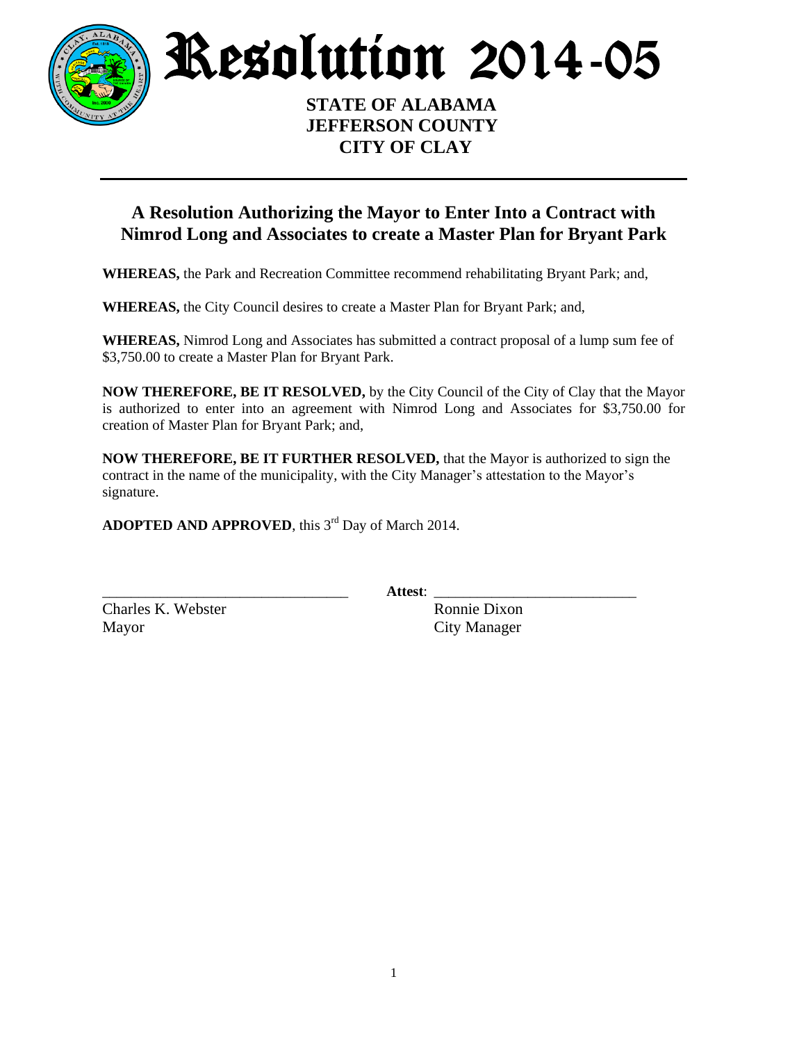# Resolution 2014-05

**STATE OF ALABAMA**
**JEFFERSON COUNTY**
**CITY OF CLAY**

---

## A Resolution Authorizing the Mayor to Enter Into a Contract with Nimrod Long and Associates to create a Master Plan for Bryant Park

**WHEREAS,** the Park and Recreation Committee recommend rehabilitating Bryant Park; and,

**WHEREAS,** the City Council desires to create a Master Plan for Bryant Park; and,

**WHEREAS,** Nimrod Long and Associates has submitted a contract proposal of a lump sum fee of $3,750.00 to create a Master Plan for Bryant Park.

**NOW THEREFORE, BE IT RESOLVED,** by the City Council of the City of Clay that the Mayor is authorized to enter into an agreement with Nimrod Long and Associates for $3,750.00 for creation of Master Plan for Bryant Park; and,

**NOW THEREFORE, BE IT FURTHER RESOLVED,** that the Mayor is authorized to sign the contract in the name of the municipality, with the City Manager's attestation to the Mayor's signature.

**ADOPTED AND APPROVED**, this 3rd Day of March 2014.

\_\_\_\_\_\_\_\_\_\_\_\_\_\_\_\_\_\_\_\_\_\_\_\_\_\_\_\_\_\_\_\_
Charles K. Webster
Mayor

**Attest**: \_\_\_\_\_\_\_\_\_\_\_\_\_\_\_\_\_\_\_\_\_\_\_\_\_\_\_\_\_\_\_\_
Ronnie Dixon
City Manager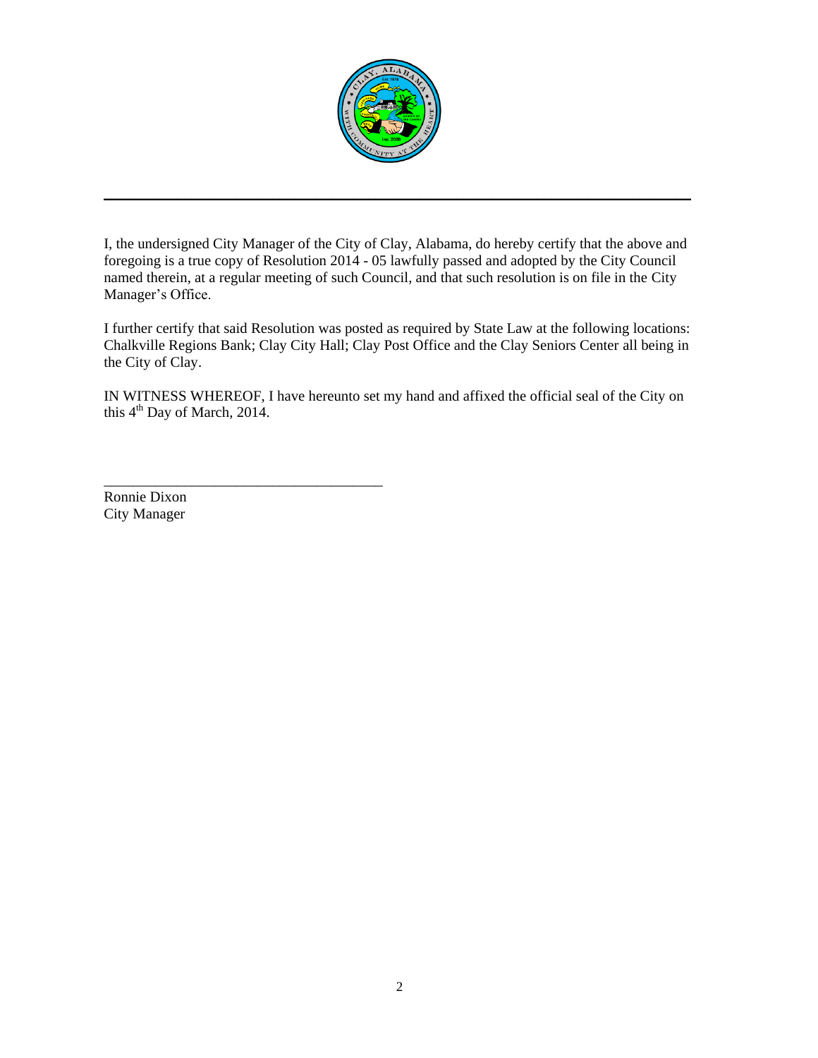I, the undersigned City Manager of the City of Clay, Alabama, do hereby certify that the above and foregoing is a true copy of Resolution 2014 - 05 lawfully passed and adopted by the City Council named therein, at a regular meeting of such Council, and that such resolution is on file in the City Manager's Office.

I further certify that said Resolution was posted as required by State Law at the following locations: Chalkville Regions Bank; Clay City Hall; Clay Post Office and the Clay Seniors Center all being in the City of Clay.

IN WITNESS WHEREOF, I have hereunto set my hand and affixed the official seal of the City on this 4th Day of March, 2014.

\_\_\_\_\_\_\_\_\_\_\_\_\_\_\_\_\_\_\_\_\_\_\_\_\_\_\_\_\_\_\_\_\_\_\_\_\_\_

Ronnie Dixon
City Manager